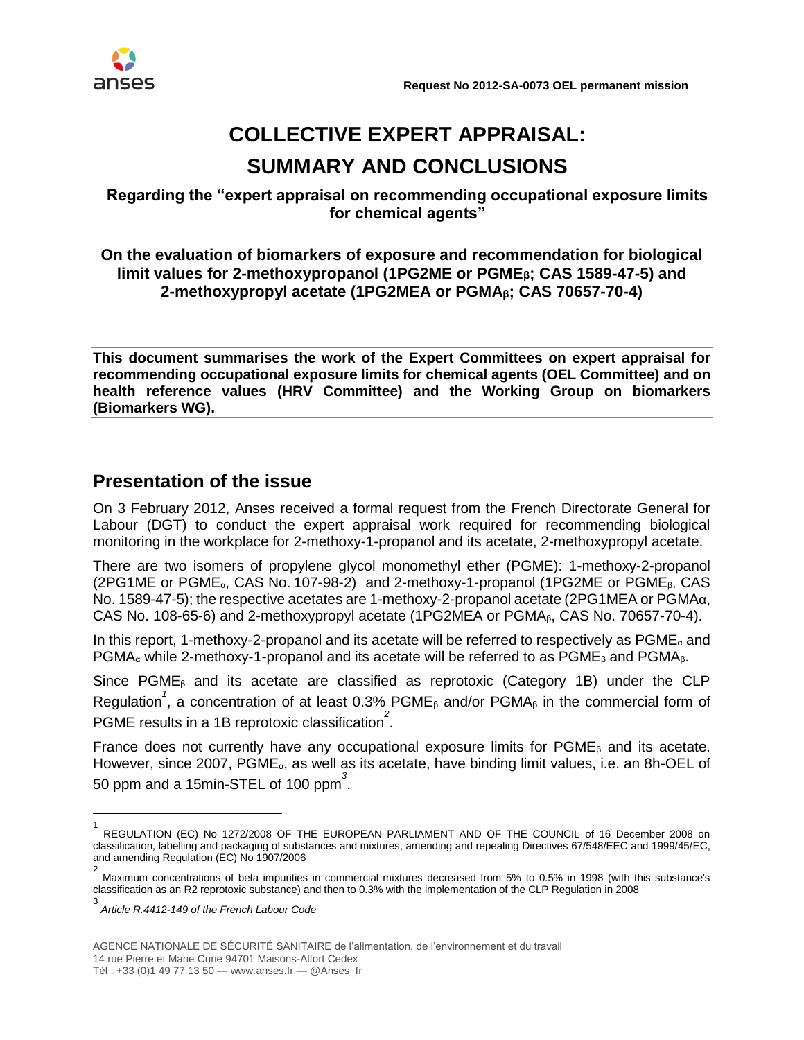**Request No 2012-SA-0073 OEL permanent mission**

# COLLECTIVE EXPERT APPRAISAL: SUMMARY AND CONCLUSIONS

### Regarding the "expert appraisal on recommending occupational exposure limits for chemical agents"

### On the evaluation of biomarkers of exposure and recommendation for biological limit values for 2-methoxypropanol (1PG2ME or $PGME_β$; CAS 1589-47-5) and 2-methoxypropyl acetate (1PG2MEA or $PGMA_β$; CAS 70657-70-4)

**This document summarises the work of the Expert Committees on expert appraisal for recommending occupational exposure limits for chemical agents (OEL Committee) and on health reference values (HRV Committee) and the Working Group on biomarkers (Biomarkers WG).**

## Presentation of the issue

On 3 February 2012, Anses received a formal request from the French Directorate General for Labour (DGT) to conduct the expert appraisal work required for recommending biological monitoring in the workplace for 2-methoxy-1-propanol and its acetate, 2-methoxypropyl acetate.

There are two isomers of propylene glycol monomethyl ether (PGME): 1-methoxy-2-propanol (2PG1ME or $PGME_α$, CAS No. 107-98-2) and 2-methoxy-1-propanol (1PG2ME or $PGME_β$, CAS No. 1589-47-5); the respective acetates are 1-methoxy-2-propanol acetate (2PG1MEA or PGMAα, CAS No. 108-65-6) and 2-methoxypropyl acetate (1PG2MEA or $PGMA_β$, CAS No. 70657-70-4).

In this report, 1-methoxy-2-propanol and its acetate will be referred to respectively as $PGME_α$ and $PGMA_α$ while 2-methoxy-1-propanol and its acetate will be referred to as $PGME_β$ and $PGMA_β$.

Since $PGME_β$ and its acetate are classified as reprotoxic (Category 1B) under the CLP Regulation[1], a concentration of at least 0.3% $PGME_β$ and/or $PGMA_β$ in the commercial form of PGME results in a 1B reprotoxic classification[2].

France does not currently have any occupational exposure limits for $PGME_β$ and its acetate. However, since 2007, $PGME_α$, as well as its acetate, have binding limit values, i.e. an 8h-OEL of 50 ppm and a 15min-STEL of 100 ppm[3].

---

[1] REGULATION (EC) No 1272/2008 OF THE EUROPEAN PARLIAMENT AND OF THE COUNCIL of 16 December 2008 on classification, labelling and packaging of substances and mixtures, amending and repealing Directives 67/548/EEC and 1999/45/EC, and amending Regulation (EC) No 1907/2006

[2] Maximum concentrations of beta impurities in commercial mixtures decreased from 5% to 0.5% in 1998 (with this substance's classification as an R2 reprotoxic substance) and then to 0.3% with the implementation of the CLP Regulation in 2008

[3] *Article R.4412-149 of the French Labour Code*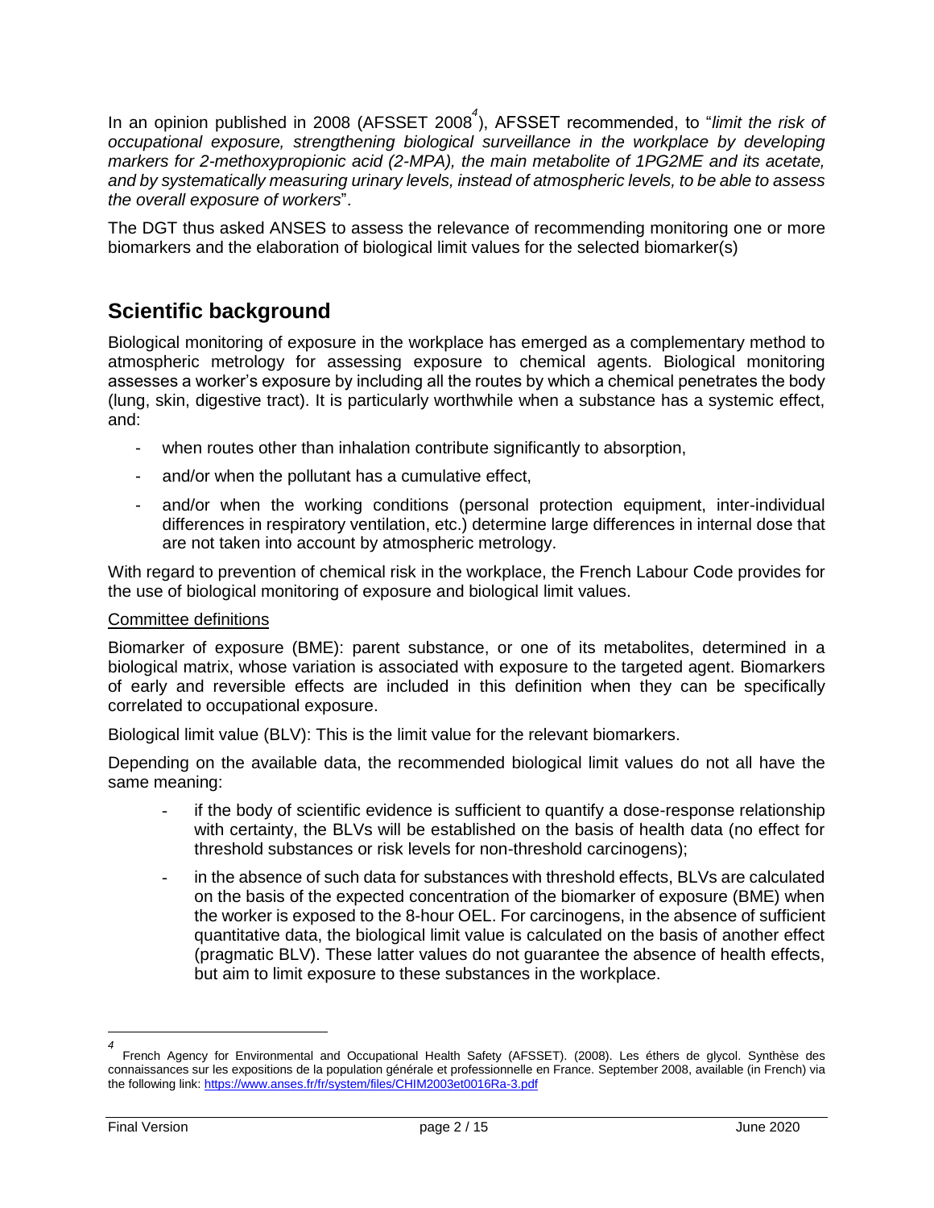In an opinion published in 2008 (AFSSET 2008[4]), AFSSET recommended, to "*limit the risk of occupational exposure, strengthening biological surveillance in the workplace by developing markers for 2-methoxypropionic acid (2-MPA), the main metabolite of 1PG2ME and its acetate, and by systematically measuring urinary levels, instead of atmospheric levels, to be able to assess the overall exposure of workers*".

The DGT thus asked ANSES to assess the relevance of recommending monitoring one or more biomarkers and the elaboration of biological limit values for the selected biomarker(s)

## Scientific background

Biological monitoring of exposure in the workplace has emerged as a complementary method to atmospheric metrology for assessing exposure to chemical agents. Biological monitoring assesses a worker's exposure by including all the routes by which a chemical penetrates the body (lung, skin, digestive tract). It is particularly worthwhile when a substance has a systemic effect, and:

- when routes other than inhalation contribute significantly to absorption,
- and/or when the pollutant has a cumulative effect,
- and/or when the working conditions (personal protection equipment, inter-individual differences in respiratory ventilation, etc.) determine large differences in internal dose that are not taken into account by atmospheric metrology.

With regard to prevention of chemical risk in the workplace, the French Labour Code provides for the use of biological monitoring of exposure and biological limit values.

Committee definitions

Biomarker of exposure (BME): parent substance, or one of its metabolites, determined in a biological matrix, whose variation is associated with exposure to the targeted agent. Biomarkers of early and reversible effects are included in this definition when they can be specifically correlated to occupational exposure.

Biological limit value (BLV): This is the limit value for the relevant biomarkers.

Depending on the available data, the recommended biological limit values do not all have the same meaning:

- if the body of scientific evidence is sufficient to quantify a dose-response relationship with certainty, the BLVs will be established on the basis of health data (no effect for threshold substances or risk levels for non-threshold carcinogens);
- in the absence of such data for substances with threshold effects, BLVs are calculated on the basis of the expected concentration of the biomarker of exposure (BME) when the worker is exposed to the 8-hour OEL. For carcinogens, in the absence of sufficient quantitative data, the biological limit value is calculated on the basis of another effect (pragmatic BLV). These latter values do not guarantee the absence of health effects, but aim to limit exposure to these substances in the workplace.

---

[4] French Agency for Environmental and Occupational Health Safety (AFSSET). (2008). Les éthers de glycol. Synthèse des connaissances sur les expositions de la population générale et professionnelle en France. September 2008, available (in French) via the following link: https://www.anses.fr/fr/system/files/CHIM2003et0016Ra-3.pdf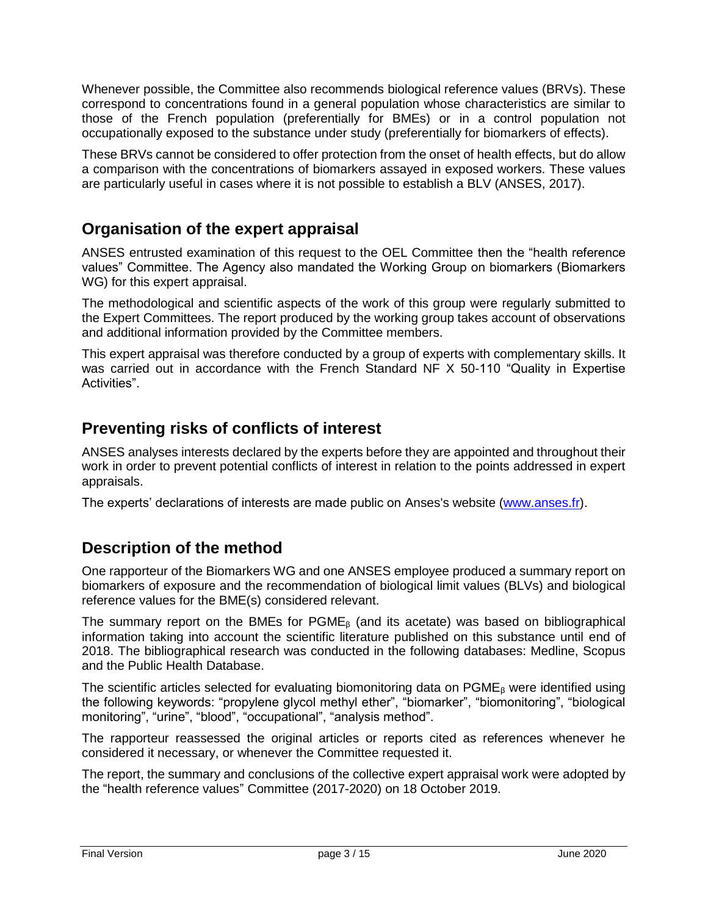Whenever possible, the Committee also recommends biological reference values (BRVs). These correspond to concentrations found in a general population whose characteristics are similar to those of the French population (preferentially for BMEs) or in a control population not occupationally exposed to the substance under study (preferentially for biomarkers of effects).

These BRVs cannot be considered to offer protection from the onset of health effects, but do allow a comparison with the concentrations of biomarkers assayed in exposed workers. These values are particularly useful in cases where it is not possible to establish a BLV (ANSES, 2017).

## Organisation of the expert appraisal

ANSES entrusted examination of this request to the OEL Committee then the "health reference values" Committee. The Agency also mandated the Working Group on biomarkers (Biomarkers WG) for this expert appraisal.

The methodological and scientific aspects of the work of this group were regularly submitted to the Expert Committees. The report produced by the working group takes account of observations and additional information provided by the Committee members.

This expert appraisal was therefore conducted by a group of experts with complementary skills. It was carried out in accordance with the French Standard NF X 50-110 "Quality in Expertise Activities".

## Preventing risks of conflicts of interest

ANSES analyses interests declared by the experts before they are appointed and throughout their work in order to prevent potential conflicts of interest in relation to the points addressed in expert appraisals.

The experts' declarations of interests are made public on Anses's website (www.anses.fr).

## Description of the method

One rapporteur of the Biomarkers WG and one ANSES employee produced a summary report on biomarkers of exposure and the recommendation of biological limit values (BLVs) and biological reference values for the BME(s) considered relevant.

The summary report on the BMEs for $PGME_{\beta}$ (and its acetate) was based on bibliographical information taking into account the scientific literature published on this substance until end of 2018. The bibliographical research was conducted in the following databases: Medline, Scopus and the Public Health Database.

The scientific articles selected for evaluating biomonitoring data on $PGME_{\beta}$ were identified using the following keywords: "propylene glycol methyl ether", "biomarker", "biomonitoring", "biological monitoring", "urine", "blood", "occupational", "analysis method".

The rapporteur reassessed the original articles or reports cited as references whenever he considered it necessary, or whenever the Committee requested it.

The report, the summary and conclusions of the collective expert appraisal work were adopted by the "health reference values" Committee (2017-2020) on 18 October 2019.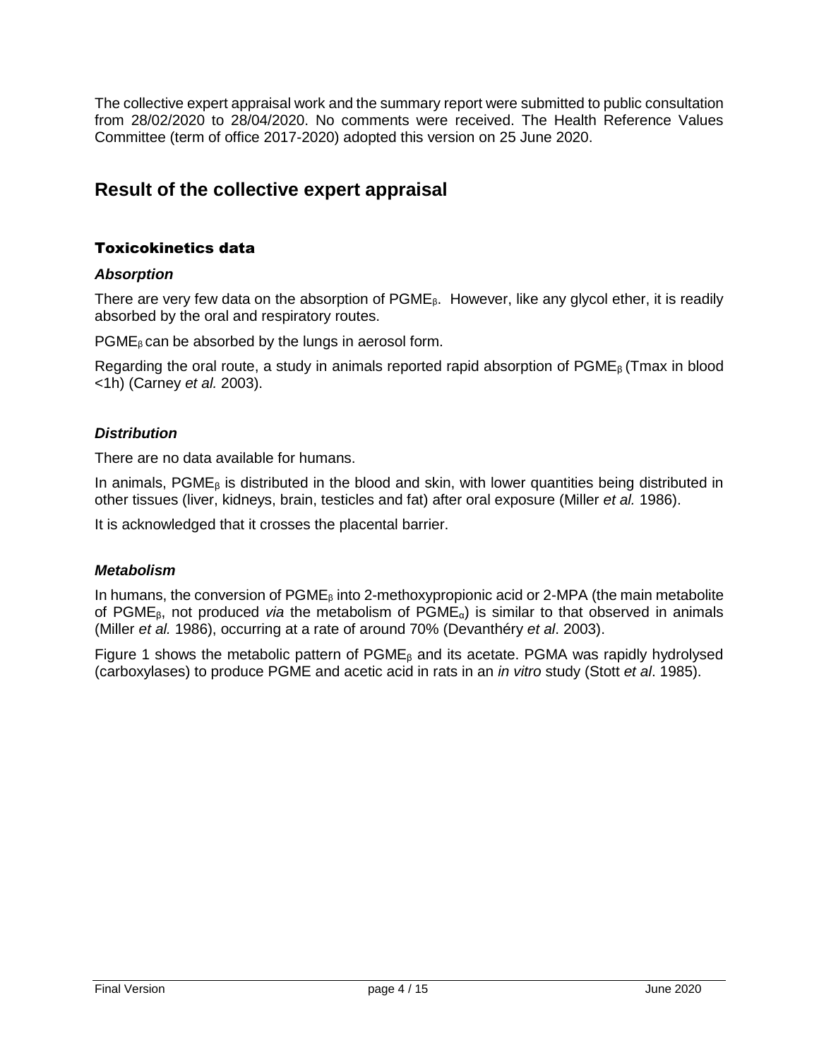The collective expert appraisal work and the summary report were submitted to public consultation from 28/02/2020 to 28/04/2020. No comments were received. The Health Reference Values Committee (term of office 2017-2020) adopted this version on 25 June 2020.

# Result of the collective expert appraisal

## Toxicokinetics data

### *Absorption*

There are very few data on the absorption of $PGME_β$. However, like any glycol ether, it is readily absorbed by the oral and respiratory routes.

$PGME_β$ can be absorbed by the lungs in aerosol form.

Regarding the oral route, a study in animals reported rapid absorption of $PGME_β$ (Tmax in blood <1h) (Carney *et al.* 2003).

### *Distribution*

There are no data available for humans.

In animals, $PGME_β$ is distributed in the blood and skin, with lower quantities being distributed in other tissues (liver, kidneys, brain, testicles and fat) after oral exposure (Miller *et al.* 1986).

It is acknowledged that it crosses the placental barrier.

### *Metabolism*

In humans, the conversion of $PGME_β$ into 2-methoxypropionic acid or 2-MPA (the main metabolite of $PGME_β$, not produced *via* the metabolism of $PGME_α$) is similar to that observed in animals (Miller *et al.* 1986), occurring at a rate of around 70% (Devanthéry *et al*. 2003).

Figure 1 shows the metabolic pattern of $PGME_β$ and its acetate. PGMA was rapidly hydrolysed (carboxylases) to produce PGME and acetic acid in rats in an *in vitro* study (Stott *et al*. 1985).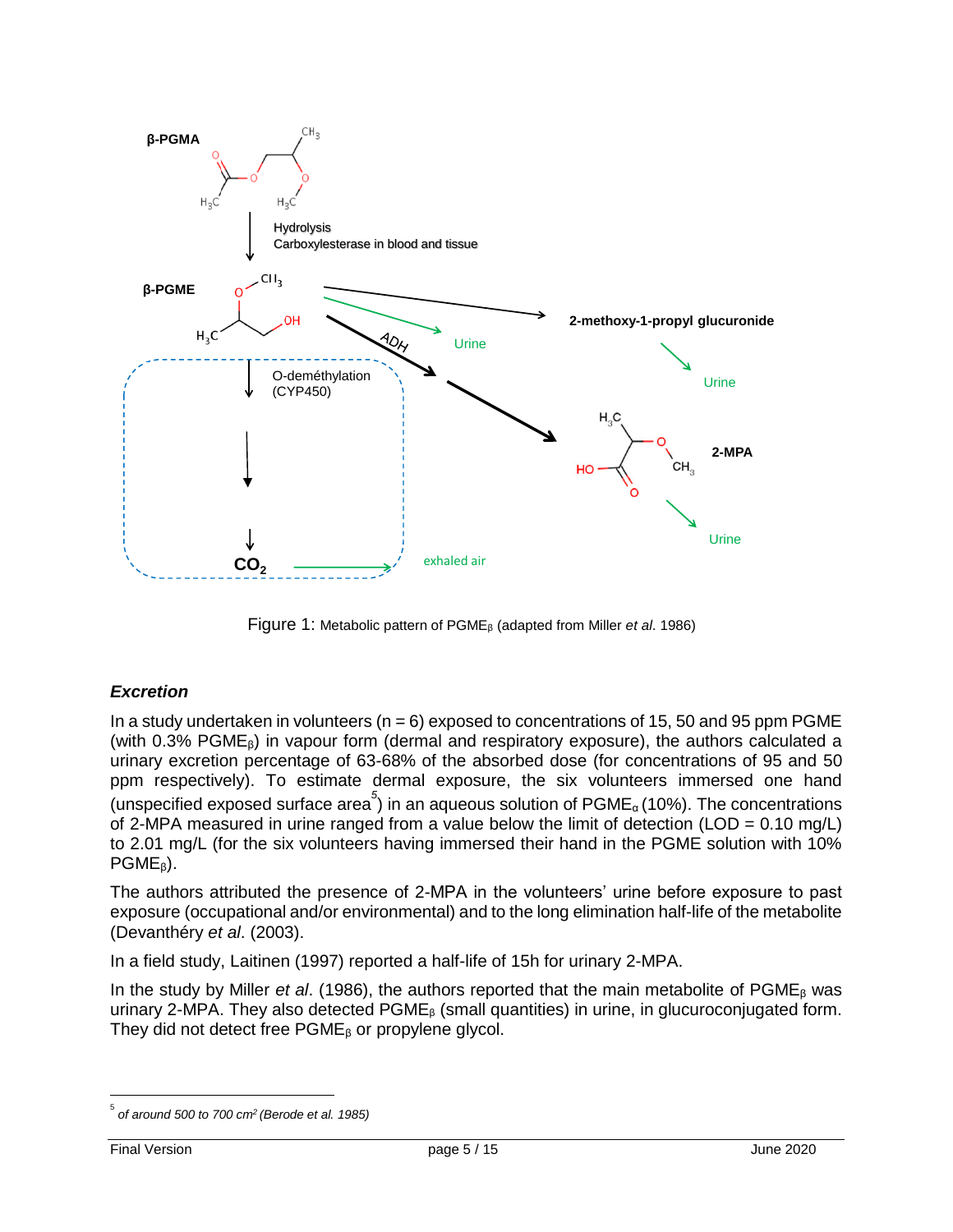Figure 1: Metabolic pattern of $PGME_{\beta}$ (adapted from Miller *et al*. 1986)

### *Excretion*

In a study undertaken in volunteers (n = 6) exposed to concentrations of 15, 50 and 95 ppm PGME (with 0.3% $PGME_{\beta}$) in vapour form (dermal and respiratory exposure), the authors calculated a urinary excretion percentage of 63-68% of the absorbed dose (for concentrations of 95 and 50 ppm respectively). To estimate dermal exposure, the six volunteers immersed one hand (unspecified exposed surface area[5]) in an aqueous solution of $PGME_{\alpha}$ (10%). The concentrations of 2-MPA measured in urine ranged from a value below the limit of detection (LOD = 0.10 mg/L) to 2.01 mg/L (for the six volunteers having immersed their hand in the PGME solution with 10% $PGME_{\beta}$).

The authors attributed the presence of 2-MPA in the volunteers' urine before exposure to past exposure (occupational and/or environmental) and to the long elimination half-life of the metabolite (Devanthéry *et al*. (2003).

In a field study, Laitinen (1997) reported a half-life of 15h for urinary 2-MPA.

In the study by Miller *et al*. (1986), the authors reported that the main metabolite of $PGME_{\beta}$ was urinary 2-MPA. They also detected $PGME_{\beta}$ (small quantities) in urine, in glucuroconjugated form. They did not detect free $PGME_{\beta}$ or propylene glycol.

[5] *of around 500 to 700 cm² (Berode et al. 1985)*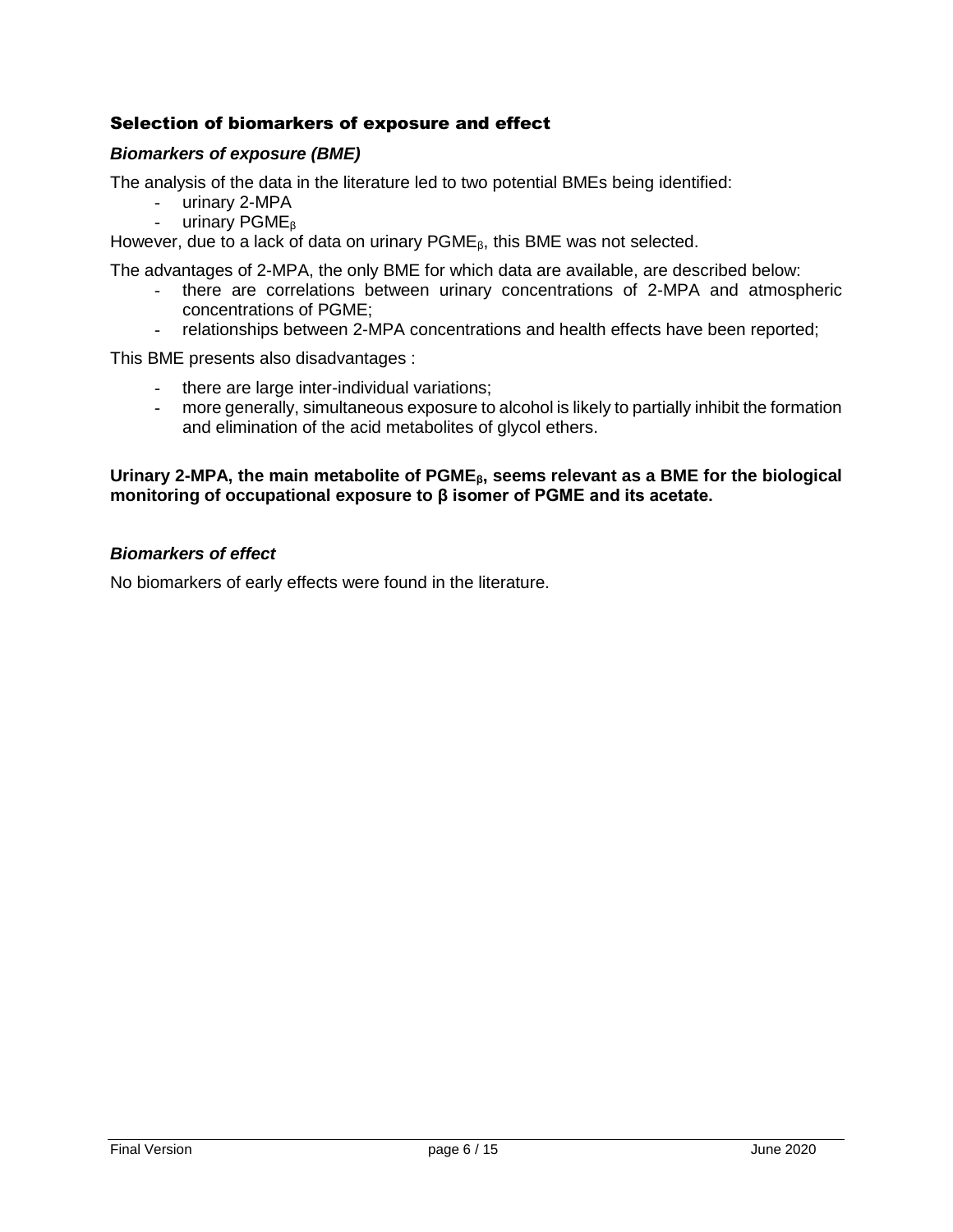## Selection of biomarkers of exposure and effect

### *Biomarkers of exposure (BME)*

The analysis of the data in the literature led to two potential BMEs being identified:

- urinary 2-MPA
- urinary $PGME_{\beta}$

However, due to a lack of data on urinary $PGME_{\beta}$, this BME was not selected.

The advantages of 2-MPA, the only BME for which data are available, are described below:

- there are correlations between urinary concentrations of 2-MPA and atmospheric concentrations of PGME;
- relationships between 2-MPA concentrations and health effects have been reported;

This BME presents also disadvantages :

- there are large inter-individual variations;
- more generally, simultaneous exposure to alcohol is likely to partially inhibit the formation and elimination of the acid metabolites of glycol ethers.

**Urinary 2-MPA, the main metabolite of $PGME_{\beta}$, seems relevant as a BME for the biological monitoring of occupational exposure to β isomer of PGME and its acetate.**

### *Biomarkers of effect*

No biomarkers of early effects were found in the literature.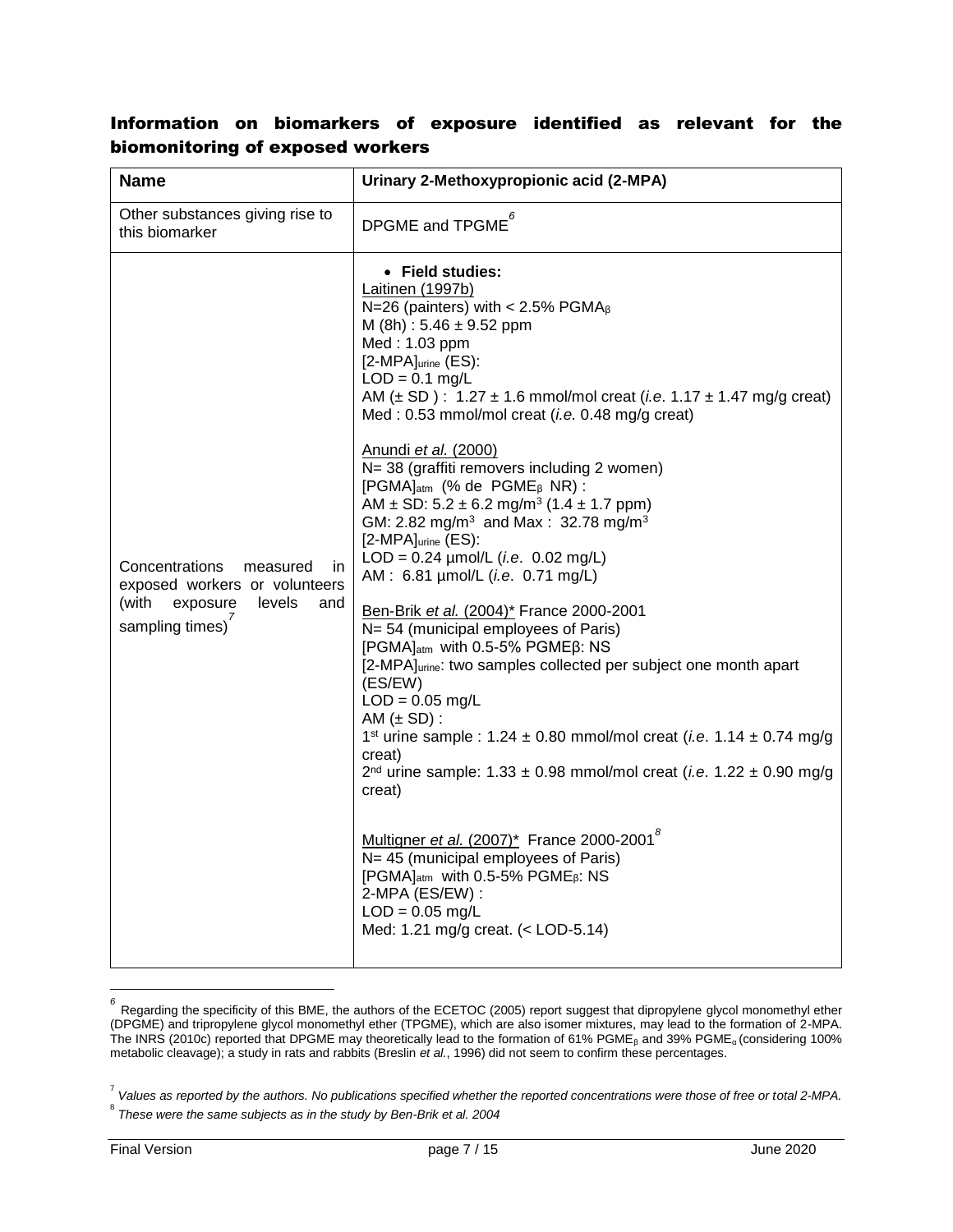## Information on biomarkers of exposure identified as relevant for the biomonitoring of exposed workers

| Name | Urinary 2-Methoxypropionic acid (2-MPA) |
|---|---|
| Other substances giving rise to this biomarker | DPGME and TPGME[6] |
| Concentrations measured in exposed workers or volunteers (with exposure levels and sampling times)[7] | • **Field studies:**<br><br>Laitinen (1997b)<br>N=26 (painters) with < 2.5% $PGMA_{\beta}$<br>M (8h) : 5.46 ± 9.52 ppm<br>Med : 1.03 ppm<br>$[2\text{-MPA}]_{urine}$ (ES):<br>LOD = 0.1 mg/L<br>AM (± SD ) : 1.27 ± 1.6 mmol/mol creat (*i.e*. 1.17 ± 1.47 mg/g creat)<br>Med : 0.53 mmol/mol creat (*i.e.* 0.48 mg/g creat)<br><br>Anundi *et al.* (2000)<br>N= 38 (graffiti removers including 2 women)<br>$[PGMA]_{atm}$ (% de $PGME_{\beta}$ NR) :<br>AM ± SD: 5.2 ± 6.2 mg/m$^3$ (1.4 ± 1.7 ppm)<br>GM: 2.82 mg/m$^3$ and Max : 32.78 mg/m$^3$<br>$[2\text{-MPA}]_{urine}$ (ES):<br>LOD = 0.24 µmol/L (*i.e*. 0.02 mg/L)<br>AM : 6.81 µmol/L (*i.e*. 0.71 mg/L)<br><br>Ben-Brik *et al.* (2004)* France 2000-2001<br>N= 54 (municipal employees of Paris)<br>$[PGMA]_{atm}$ with 0.5-5% $PGME_{\beta}$: NS<br>$[2\text{-MPA}]_{urine}$: two samples collected per subject one month apart (ES/EW)<br>LOD = 0.05 mg/L<br>AM (± SD) :<br>1$^{st}$ urine sample : 1.24 ± 0.80 mmol/mol creat (*i.e*. 1.14 ± 0.74 mg/g creat)<br>2$^{nd}$ urine sample: 1.33 ± 0.98 mmol/mol creat (*i.e*. 1.22 ± 0.90 mg/g creat)<br><br>Multigner *et al.* (2007)* France 2000-2001[8]<br>N= 45 (municipal employees of Paris)<br>$[PGMA]_{atm}$ with 0.5-5% $PGME_{\beta}$: NS<br>2-MPA (ES/EW) :<br>LOD = 0.05 mg/L<br>Med: 1.21 mg/g creat. (< LOD-5.14) |

[6] Regarding the specificity of this BME, the authors of the ECETOC (2005) report suggest that dipropylene glycol monomethyl ether (DPGME) and tripropylene glycol monomethyl ether (TPGME), which are also isomer mixtures, may lead to the formation of 2-MPA. The INRS (2010c) reported that DPGME may theoretically lead to the formation of 61% $PGME_{\beta}$ and 39% $PGME_{\alpha}$ (considering 100% metabolic cleavage); a study in rats and rabbits (Breslin *et al.*, 1996) did not seem to confirm these percentages.

[7] *Values as reported by the authors. No publications specified whether the reported concentrations were those of free or total 2-MPA.*

[8] *These were the same subjects as in the study by Ben-Brik et al. 2004*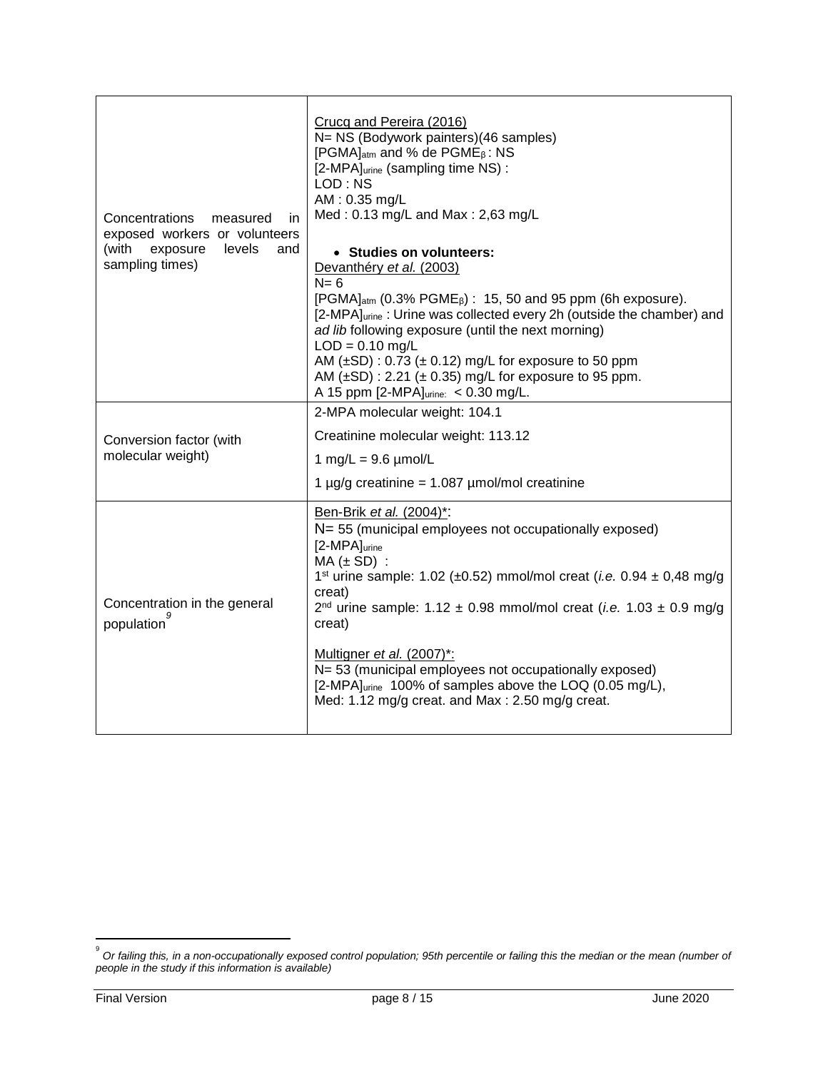| | |
|---|---|
| Concentrations measured in exposed workers or volunteers (with exposure levels and sampling times) | Crucq and Pereira (2016)<br>N= NS (Bodywork painters)(46 samples)<br>$[PGMA]_{atm}$ and % de $PGME_{\beta}$ : NS<br>$[2\text{-}MPA]_{urine}$ (sampling time NS) :<br>LOD : NS<br>AM : 0.35 mg/L<br>Med : 0.13 mg/L and Max : 2,63 mg/L<br><br>• **Studies on volunteers:**<br>Devanthéry *et al.* (2003)<br>N= 6<br>$[PGMA]_{atm}$ (0.3% $PGME_{\beta}$) : 15, 50 and 95 ppm (6h exposure).<br>$[2\text{-}MPA]_{urine}$ : Urine was collected every 2h (outside the chamber) and *ad lib* following exposure (until the next morning)<br>LOD = 0.10 mg/L<br>AM (±SD) : 0.73 (± 0.12) mg/L for exposure to 50 ppm<br>AM (±SD) : 2.21 (± 0.35) mg/L for exposure to 95 ppm.<br>A 15 ppm $[2\text{-}MPA]_{urine:}$ < 0.30 mg/L. |
| Conversion factor (with molecular weight) | 2-MPA molecular weight: 104.1<br>Creatinine molecular weight: 113.12<br>1 mg/L = 9.6 µmol/L<br>1 µg/g creatinine = 1.087 µmol/mol creatinine |
| Concentration in the general population[9] | Ben-Brik *et al.* (2004)*:<br>N= 55 (municipal employees not occupationally exposed)<br>$[2\text{-}MPA]_{urine}$<br>MA (± SD) :<br>1st urine sample: 1.02 (±0.52) mmol/mol creat (*i.e.* 0.94 ± 0,48 mg/g creat)<br>2nd urine sample: 1.12 ± 0.98 mmol/mol creat (*i.e.* 1.03 ± 0.9 mg/g creat)<br><br>Multigner *et al.* (2007)*:<br>N= 53 (municipal employees not occupationally exposed)<br>$[2\text{-}MPA]_{urine}$ 100% of samples above the LOQ (0.05 mg/L),<br>Med: 1.12 mg/g creat. and Max : 2.50 mg/g creat. |

[9] *Or failing this, in a non-occupationally exposed control population; 95th percentile or failing this the median or the mean (number of people in the study if this information is available)*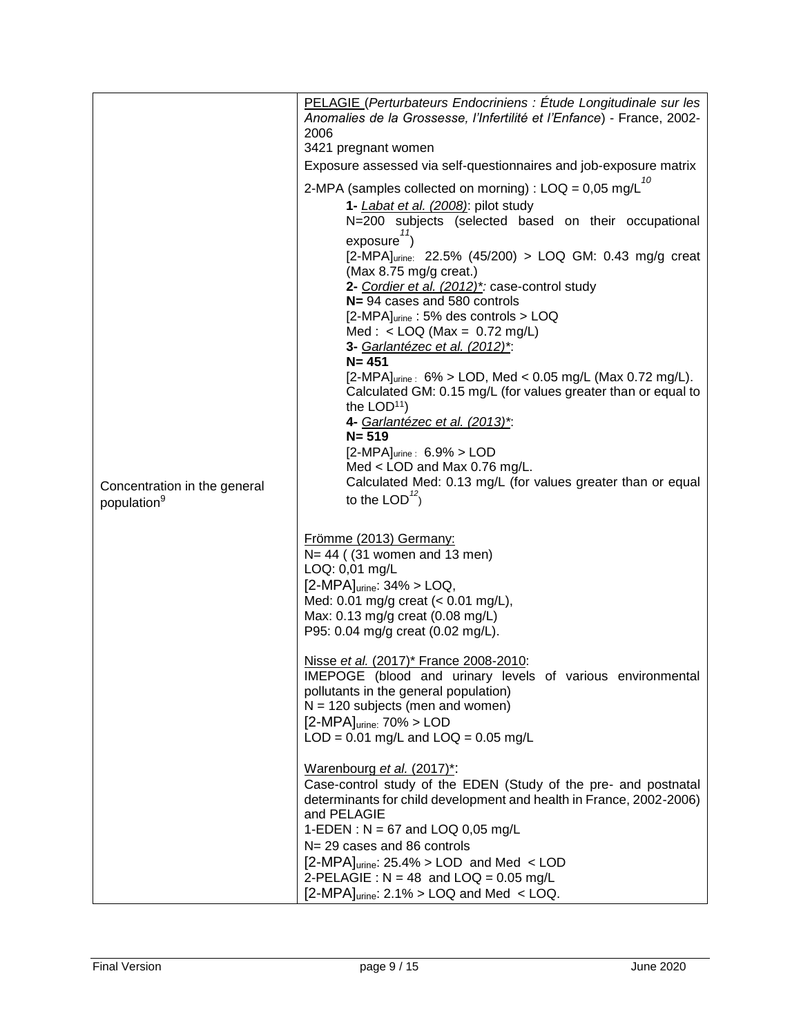| | |
|---|---|
| Concentration in the general population[9] | PELAGIE (*Perturbateurs Endocriniens : Étude Longitudinale sur les Anomalies de la Grossesse, l'Infertilité et l'Enfance*) - France, 2002-2006<br>3421 pregnant women<br>Exposure assessed via self-questionnaires and job-exposure matrix<br>2-MPA (samples collected on morning) : LOQ = 0,05 mg/L[10]<br>**1-** *Labat et al. (2008)*: pilot study<br>N=200 subjects (selected based on their occupational exposure[11])<br>$[2\text{-MPA}]_{urine}$: 22.5% (45/200) > LOQ GM: 0.43 mg/g creat (Max 8.75 mg/g creat.)<br>**2-** *Cordier et al. (2012)\**: case-control study<br>**N=** 94 cases and 580 controls<br>$[2\text{-MPA}]_{urine}$ : 5% des controls > LOQ<br>Med : < LOQ (Max = 0.72 mg/L)<br>**3-** *Garlantézec et al. (2012)\**:<br>**N= 451**<br>$[2\text{-MPA}]_{urine}$ : 6% > LOD, Med < 0.05 mg/L (Max 0.72 mg/L).<br>Calculated GM: 0.15 mg/L (for values greater than or equal to the LOD[11])<br>**4-** *Garlantézec et al. (2013)\**:<br>**N= 519**<br>$[2\text{-MPA}]_{urine}$ : 6.9% > LOD<br>Med < LOD and Max 0.76 mg/L.<br>Calculated Med: 0.13 mg/L (for values greater than or equal to the LOD[12])<br><br>Frömme (2013) Germany:<br>N= 44 ( (31 women and 13 men)<br>LOQ: 0,01 mg/L<br>$[2\text{-MPA}]_{urine}$: 34% > LOQ,<br>Med: 0.01 mg/g creat (< 0.01 mg/L),<br>Max: 0.13 mg/g creat (0.08 mg/L)<br>P95: 0.04 mg/g creat (0.02 mg/L).<br><br>Nisse *et al.* (2017)\* France 2008-2010:<br>IMEPOGE (blood and urinary levels of various environmental pollutants in the general population)<br>N = 120 subjects (men and women)<br>$[2\text{-MPA}]_{urine}$: 70% > LOD<br>LOD = 0.01 mg/L and LOQ = 0.05 mg/L<br><br>Warenbourg *et al.* (2017)\*:<br>Case-control study of the EDEN (Study of the pre- and postnatal determinants for child development and health in France, 2002-2006) and PELAGIE<br>1-EDEN : N = 67 and LOQ 0,05 mg/L<br>N= 29 cases and 86 controls<br>$[2\text{-MPA}]_{urine}$: 25.4% > LOD and Med < LOD<br>2-PELAGIE : N = 48 and LOQ = 0.05 mg/L<br>$[2\text{-MPA}]_{urine}$: 2.1% > LOQ and Med < LOQ. |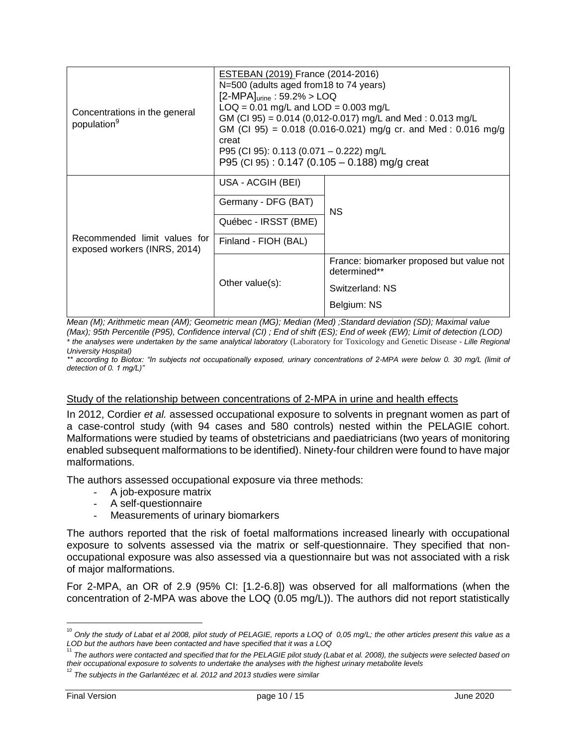| | | |
|---|---|---|
| Concentrations in the general population[9] | ESTEBAN (2019) France (2014-2016)<br>N=500 (adults aged from18 to 74 years)<br>$[2\text{-MPA}]_{urine}$ : 59.2% > LOQ<br>LOQ = 0.01 mg/L and LOD = 0.003 mg/L<br>GM (CI 95) = 0.014 (0,012-0.017) mg/L and Med : 0.013 mg/L<br>GM (CI 95) = 0.018 (0.016-0.021) mg/g cr. and Med : 0.016 mg/g creat<br>P95 (CI 95): 0.113 (0.071 – 0.222) mg/L<br>P95 (CI 95) : 0.147 (0.105 – 0.188) mg/g creat | |
| Recommended limit values for exposed workers (INRS, 2014) | USA - ACGIH (BEI) | NS |
| | Germany - DFG (BAT) | |
| | Québec - IRSST (BME) | |
| | Finland - FIOH (BAL) | |
| | Other value(s): | France: biomarker proposed but value not determined**<br>Switzerland: NS<br>Belgium: NS |

*Mean (M); Arithmetic mean (AM); Geometric mean (MG); Median (Med) ;Standard deviation (SD); Maximal value (Max); 95th Percentile (P95), Confidence interval (CI) ; End of shift (ES); End of week (EW); Limit of detection (LOD)*
*\* the analyses were undertaken by the same analytical laboratory* (Laboratory for Toxicology and Genetic Disease - *Lille Regional University Hospital)*
*\*\* according to Biotox: "In subjects not occupationally exposed, urinary concentrations of 2-MPA were below 0. 30 mg/L (limit of detection of 0. 1 mg/L)"*

Study of the relationship between concentrations of 2-MPA in urine and health effects

In 2012, Cordier *et al.* assessed occupational exposure to solvents in pregnant women as part of a case-control study (with 94 cases and 580 controls) nested within the PELAGIE cohort. Malformations were studied by teams of obstetricians and paediatricians (two years of monitoring enabled subsequent malformations to be identified). Ninety-four children were found to have major malformations.

The authors assessed occupational exposure via three methods:

- A job-exposure matrix
- A self-questionnaire
- Measurements of urinary biomarkers

The authors reported that the risk of foetal malformations increased linearly with occupational exposure to solvents assessed via the matrix or self-questionnaire. They specified that non-occupational exposure was also assessed via a questionnaire but was not associated with a risk of major malformations.

For 2-MPA, an OR of 2.9 (95% CI: [1.2-6.8]) was observed for all malformations (when the concentration of 2-MPA was above the LOQ (0.05 mg/L)). The authors did not report statistically

[10] *Only the study of Labat et al 2008, pilot study of PELAGIE, reports a LOQ of 0,05 mg/L; the other articles present this value as a LOD but the authors have been contacted and have specified that it was a LOQ*

[11] *The authors were contacted and specified that for the PELAGIE pilot study (Labat et al. 2008), the subjects were selected based on their occupational exposure to solvents to undertake the analyses with the highest urinary metabolite levels*

[12] *The subjects in the Garlantézec et al. 2012 and 2013 studies were similar*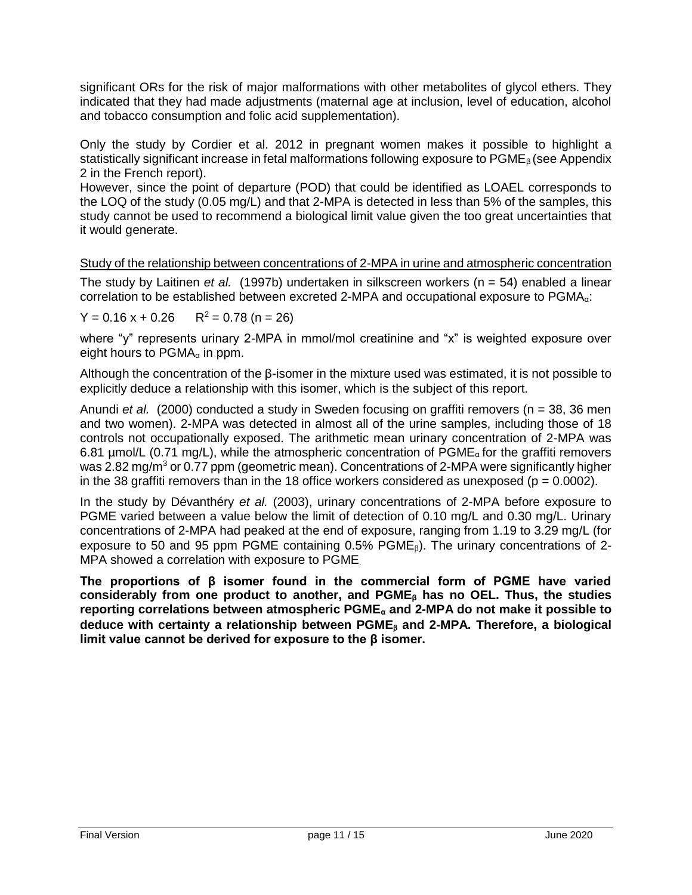significant ORs for the risk of major malformations with other metabolites of glycol ethers. They indicated that they had made adjustments (maternal age at inclusion, level of education, alcohol and tobacco consumption and folic acid supplementation).

Only the study by Cordier et al. 2012 in pregnant women makes it possible to highlight a statistically significant increase in fetal malformations following exposure to $PGME_{\beta}$ (see Appendix 2 in the French report).

However, since the point of departure (POD) that could be identified as LOAEL corresponds to the LOQ of the study (0.05 mg/L) and that 2-MPA is detected in less than 5% of the samples, this study cannot be used to recommend a biological limit value given the too great uncertainties that it would generate.

<u>Study of the relationship between concentrations of 2-MPA in urine and atmospheric concentration</u>

The study by Laitinen *et al.* (1997b) undertaken in silkscreen workers (n = 54) enabled a linear correlation to be established between excreted 2-MPA and occupational exposure to $PGMA_{\alpha}$:

$Y = 0.16\,x + 0.26 \quad R^2 = 0.78\ (n = 26)$

where "y" represents urinary 2-MPA in mmol/mol creatinine and "x" is weighted exposure over eight hours to $PGMA_{\alpha}$ in ppm.

Although the concentration of the β-isomer in the mixture used was estimated, it is not possible to explicitly deduce a relationship with this isomer, which is the subject of this report.

Anundi *et al.* (2000) conducted a study in Sweden focusing on graffiti removers (n = 38, 36 men and two women). 2-MPA was detected in almost all of the urine samples, including those of 18 controls not occupationally exposed. The arithmetic mean urinary concentration of 2-MPA was 6.81 µmol/L (0.71 mg/L), while the atmospheric concentration of $PGME_{\alpha}$ for the graffiti removers was 2.82 mg/m$^3$ or 0.77 ppm (geometric mean). Concentrations of 2-MPA were significantly higher in the 38 graffiti removers than in the 18 office workers considered as unexposed ($p = 0.0002$).

In the study by Dévanthéry *et al.* (2003), urinary concentrations of 2-MPA before exposure to PGME varied between a value below the limit of detection of 0.10 mg/L and 0.30 mg/L. Urinary concentrations of 2-MPA had peaked at the end of exposure, ranging from 1.19 to 3.29 mg/L (for exposure to 50 and 95 ppm PGME containing 0.5% $PGME_{\beta}$). The urinary concentrations of 2-MPA showed a correlation with exposure to PGME.

**The proportions of β isomer found in the commercial form of PGME have varied considerably from one product to another, and $PGME_{\beta}$ has no OEL. Thus, the studies reporting correlations between atmospheric $PGME_{\alpha}$ and 2-MPA do not make it possible to deduce with certainty a relationship between $PGME_{\beta}$ and 2-MPA. Therefore, a biological limit value cannot be derived for exposure to the β isomer.**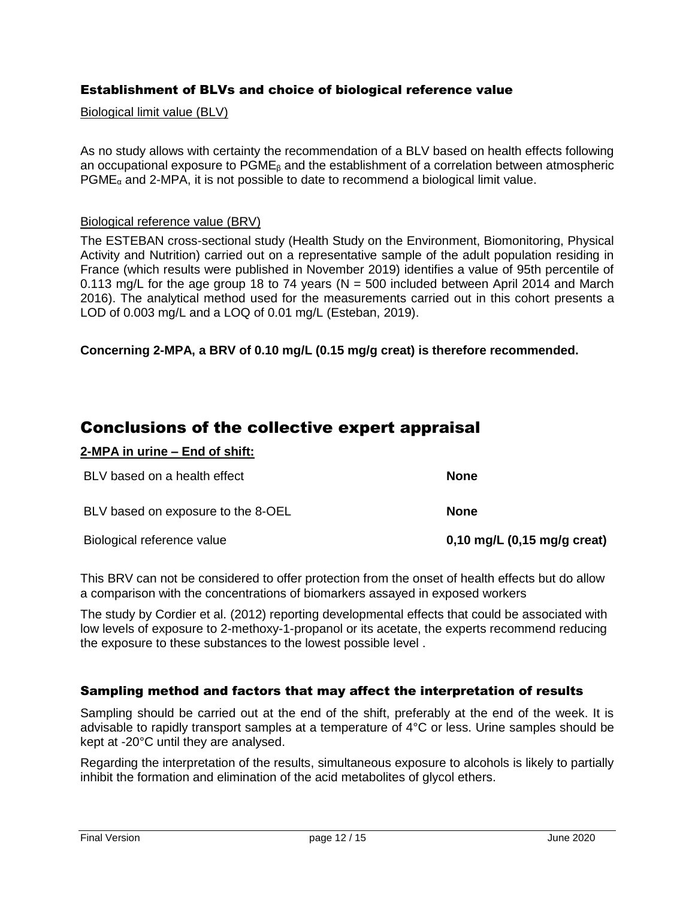### Establishment of BLVs and choice of biological reference value

Biological limit value (BLV)

As no study allows with certainty the recommendation of a BLV based on health effects following an occupational exposure to $PGME_{\beta}$ and the establishment of a correlation between atmospheric $PGME_{\alpha}$ and 2-MPA, it is not possible to date to recommend a biological limit value.

Biological reference value (BRV)

The ESTEBAN cross-sectional study (Health Study on the Environment, Biomonitoring, Physical Activity and Nutrition) carried out on a representative sample of the adult population residing in France (which results were published in November 2019) identifies a value of 95th percentile of 0.113 mg/L for the age group 18 to 74 years (N = 500 included between April 2014 and March 2016). The analytical method used for the measurements carried out in this cohort presents a LOD of 0.003 mg/L and a LOQ of 0.01 mg/L (Esteban, 2019).

**Concerning 2-MPA, a BRV of 0.10 mg/L (0.15 mg/g creat) is therefore recommended.**

## Conclusions of the collective expert appraisal

**2-MPA in urine – End of shift:**

| | |
|---|---|
| BLV based on a health effect | **None** |
| BLV based on exposure to the 8-OEL | **None** |
| Biological reference value | **0,10 mg/L (0,15 mg/g creat)** |

This BRV can not be considered to offer protection from the onset of health effects but do allow a comparison with the concentrations of biomarkers assayed in exposed workers

The study by Cordier et al. (2012) reporting developmental effects that could be associated with low levels of exposure to 2-methoxy-1-propanol or its acetate, the experts recommend reducing the exposure to these substances to the lowest possible level .

### Sampling method and factors that may affect the interpretation of results

Sampling should be carried out at the end of the shift, preferably at the end of the week. It is advisable to rapidly transport samples at a temperature of 4°C or less. Urine samples should be kept at -20°C until they are analysed.

Regarding the interpretation of the results, simultaneous exposure to alcohols is likely to partially inhibit the formation and elimination of the acid metabolites of glycol ethers.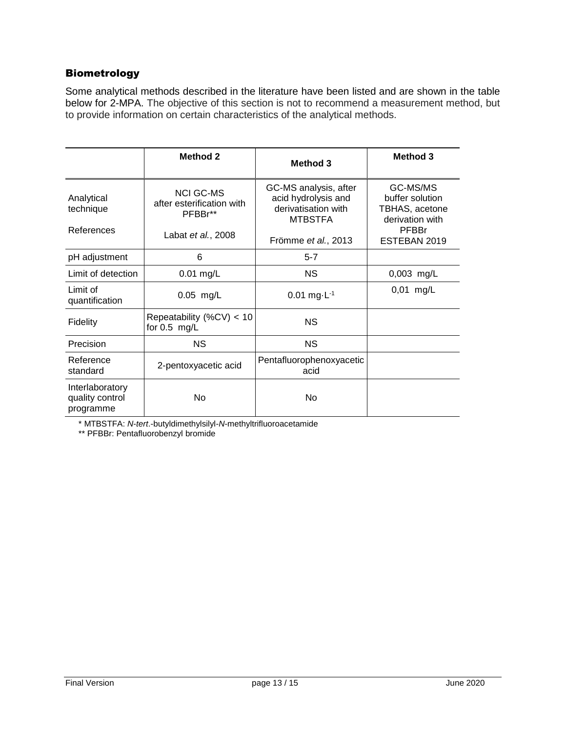## Biometrology

Some analytical methods described in the literature have been listed and are shown in the table below for 2-MPA. The objective of this section is not to recommend a measurement method, but to provide information on certain characteristics of the analytical methods.

| | Method 2 | Method 3 | Method 3 |
|---|---|---|---|
| Analytical technique<br><br>References | NCI GC-MS after esterification with PFBBr**<br><br>Labat *et al.*, 2008 | GC-MS analysis, after acid hydrolysis and derivatisation with MTBSTFA<br><br>Frömme *et al.*, 2013 | GC-MS/MS buffer solution TBHAS, acetone derivation with PFBBr ESTEBAN 2019 |
| pH adjustment | 6 | 5-7 | |
| Limit of detection | 0.01 mg/L | NS | 0,003 mg/L |
| Limit of quantification | 0.05 mg/L | 0.01 $mg \cdot L^{-1}$ | 0,01 mg/L |
| Fidelity | Repeatability (%CV) < 10 for 0.5 mg/L | NS | |
| Precision | NS | NS | |
| Reference standard | 2-pentoxyacetic acid | Pentafluorophenoxyacetic acid | |
| Interlaboratory quality control programme | No | No | |

\* MTBSTFA: *N-tert*.-butyldimethylsilyl-*N*-methyltrifluoroacetamide

** PFBBr: Pentafluorobenzyl bromide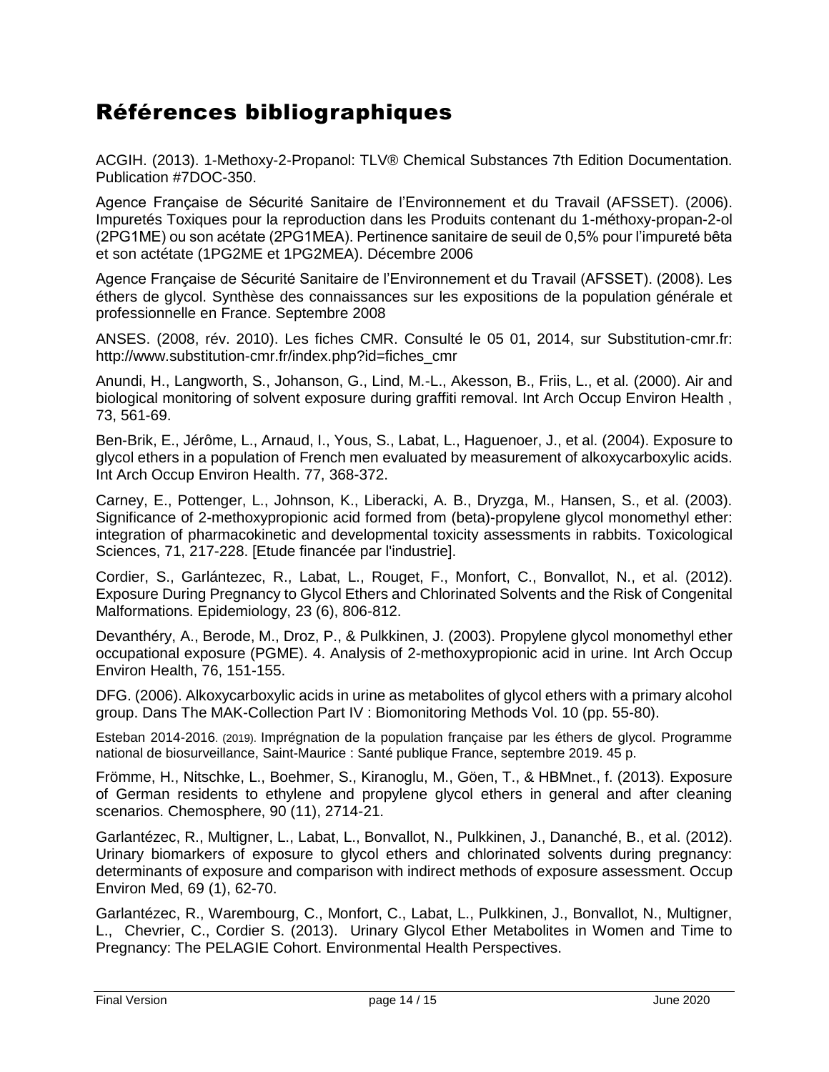# Références bibliographiques

ACGIH. (2013). 1-Methoxy-2-Propanol: TLV® Chemical Substances 7th Edition Documentation. Publication #7DOC-350.

Agence Française de Sécurité Sanitaire de l'Environnement et du Travail (AFSSET). (2006). Impuretés Toxiques pour la reproduction dans les Produits contenant du 1-méthoxy-propan-2-ol (2PG1ME) ou son acétate (2PG1MEA). Pertinence sanitaire de seuil de 0,5% pour l'impureté bêta et son actétate (1PG2ME et 1PG2MEA). Décembre 2006

Agence Française de Sécurité Sanitaire de l'Environnement et du Travail (AFSSET). (2008). Les éthers de glycol. Synthèse des connaissances sur les expositions de la population générale et professionnelle en France. Septembre 2008

ANSES. (2008, rév. 2010). Les fiches CMR. Consulté le 05 01, 2014, sur Substitution-cmr.fr: http://www.substitution-cmr.fr/index.php?id=fiches_cmr

Anundi, H., Langworth, S., Johanson, G., Lind, M.-L., Akesson, B., Friis, L., et al. (2000). Air and biological monitoring of solvent exposure during graffiti removal. Int Arch Occup Environ Health , 73, 561-69.

Ben-Brik, E., Jérôme, L., Arnaud, I., Yous, S., Labat, L., Haguenoer, J., et al. (2004). Exposure to glycol ethers in a population of French men evaluated by measurement of alkoxycarboxylic acids. Int Arch Occup Environ Health. 77, 368-372.

Carney, E., Pottenger, L., Johnson, K., Liberacki, A. B., Dryzga, M., Hansen, S., et al. (2003). Significance of 2-methoxypropionic acid formed from (beta)-propylene glycol monomethyl ether: integration of pharmacokinetic and developmental toxicity assessments in rabbits. Toxicological Sciences, 71, 217-228. [Etude financée par l'industrie].

Cordier, S., Garlántezec, R., Labat, L., Rouget, F., Monfort, C., Bonvallot, N., et al. (2012). Exposure During Pregnancy to Glycol Ethers and Chlorinated Solvents and the Risk of Congenital Malformations. Epidemiology, 23 (6), 806-812.

Devanthéry, A., Berode, M., Droz, P., & Pulkkinen, J. (2003). Propylene glycol monomethyl ether occupational exposure (PGME). 4. Analysis of 2-methoxypropionic acid in urine. Int Arch Occup Environ Health, 76, 151-155.

DFG. (2006). Alkoxycarboxylic acids in urine as metabolites of glycol ethers with a primary alcohol group. Dans The MAK-Collection Part IV : Biomonitoring Methods Vol. 10 (pp. 55-80).

Esteban 2014-2016. (2019). Imprégnation de la population française par les éthers de glycol. Programme national de biosurveillance, Saint-Maurice : Santé publique France, septembre 2019. 45 p.

Frömme, H., Nitschke, L., Boehmer, S., Kiranoglu, M., Göen, T., & HBMnet., f. (2013). Exposure of German residents to ethylene and propylene glycol ethers in general and after cleaning scenarios. Chemosphere, 90 (11), 2714-21.

Garlantézec, R., Multigner, L., Labat, L., Bonvallot, N., Pulkkinen, J., Dananché, B., et al. (2012). Urinary biomarkers of exposure to glycol ethers and chlorinated solvents during pregnancy: determinants of exposure and comparison with indirect methods of exposure assessment. Occup Environ Med, 69 (1), 62-70.

Garlantézec, R., Warembourg, C., Monfort, C., Labat, L., Pulkkinen, J., Bonvallot, N., Multigner, L., Chevrier, C., Cordier S. (2013). Urinary Glycol Ether Metabolites in Women and Time to Pregnancy: The PELAGIE Cohort. Environmental Health Perspectives.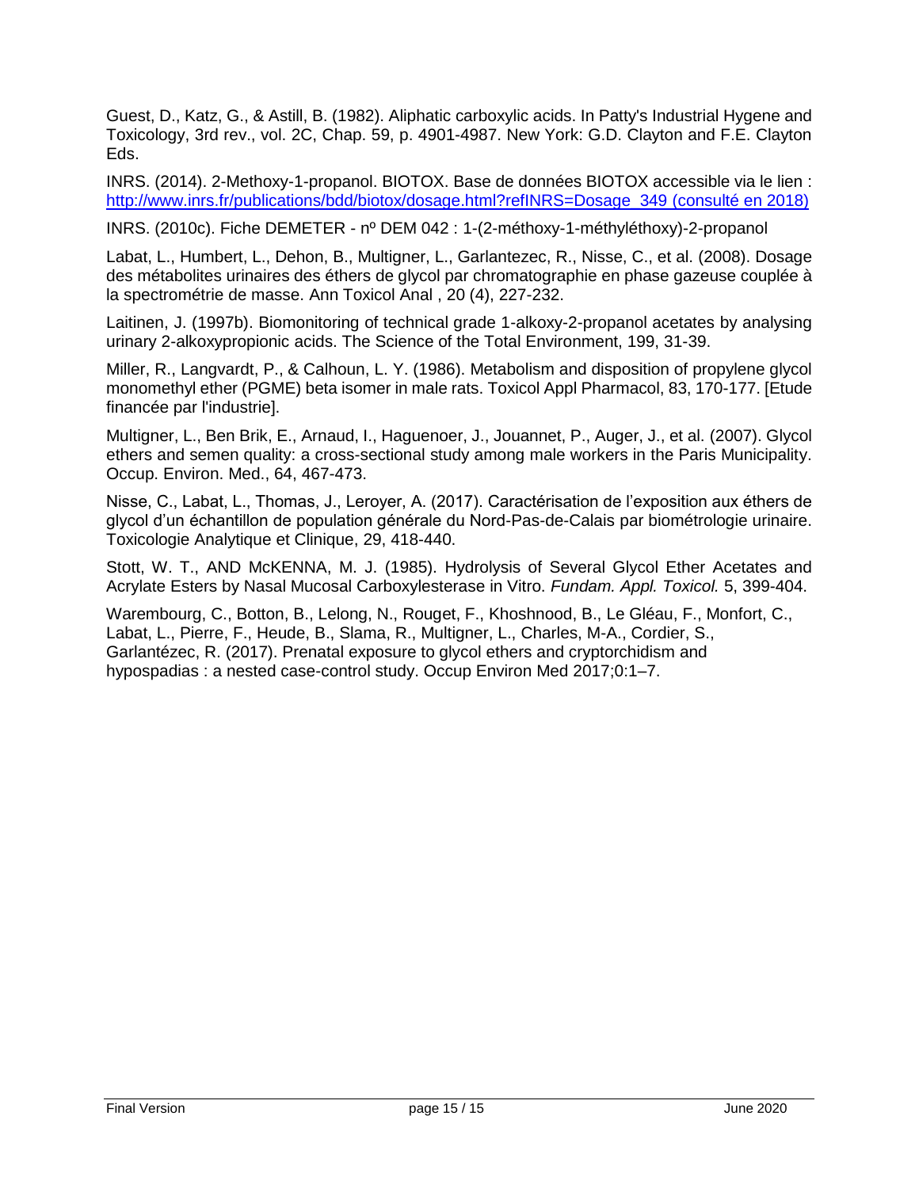Guest, D., Katz, G., & Astill, B. (1982). Aliphatic carboxylic acids. In Patty's Industrial Hygene and Toxicology, 3rd rev., vol. 2C, Chap. 59, p. 4901-4987. New York: G.D. Clayton and F.E. Clayton Eds.

INRS. (2014). 2-Methoxy-1-propanol. BIOTOX. Base de données BIOTOX accessible via le lien : http://www.inrs.fr/publications/bdd/biotox/dosage.html?refINRS=Dosage_349 (consulté en 2018)

INRS. (2010c). Fiche DEMETER - nº DEM 042 : 1-(2-méthoxy-1-méthyléthoxy)-2-propanol

Labat, L., Humbert, L., Dehon, B., Multigner, L., Garlantezec, R., Nisse, C., et al. (2008). Dosage des métabolites urinaires des éthers de glycol par chromatographie en phase gazeuse couplée à la spectrométrie de masse. Ann Toxicol Anal , 20 (4), 227-232.

Laitinen, J. (1997b). Biomonitoring of technical grade 1-alkoxy-2-propanol acetates by analysing urinary 2-alkoxypropionic acids. The Science of the Total Environment, 199, 31-39.

Miller, R., Langvardt, P., & Calhoun, L. Y. (1986). Metabolism and disposition of propylene glycol monomethyl ether (PGME) beta isomer in male rats. Toxicol Appl Pharmacol, 83, 170-177. [Etude financée par l'industrie].

Multigner, L., Ben Brik, E., Arnaud, I., Haguenoer, J., Jouannet, P., Auger, J., et al. (2007). Glycol ethers and semen quality: a cross-sectional study among male workers in the Paris Municipality. Occup. Environ. Med., 64, 467-473.

Nisse, C., Labat, L., Thomas, J., Leroyer, A. (2017). Caractérisation de l'exposition aux éthers de glycol d'un échantillon de population générale du Nord-Pas-de-Calais par biométrologie urinaire. Toxicologie Analytique et Clinique, 29, 418-440.

Stott, W. T., AND McKENNA, M. J. (1985). Hydrolysis of Several Glycol Ether Acetates and Acrylate Esters by Nasal Mucosal Carboxylesterase in Vitro. *Fundam. Appl. Toxicol.* 5, 399-404.

Warembourg, C., Botton, B., Lelong, N., Rouget, F., Khoshnood, B., Le Gléau, F., Monfort, C., Labat, L., Pierre, F., Heude, B., Slama, R., Multigner, L., Charles, M-A., Cordier, S., Garlantézec, R. (2017). Prenatal exposure to glycol ethers and cryptorchidism and hypospadias : a nested case-control study. Occup Environ Med 2017;0:1–7.